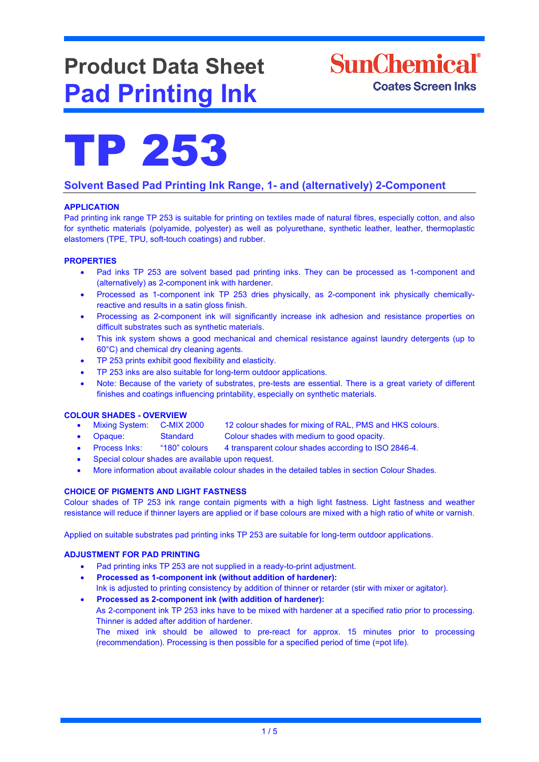# Product Data Sheet
# Pad Printing Ink

SunChemical
Coates Screen Inks

# TP 253

## Solvent Based Pad Printing Ink Range, 1- and (alternatively) 2-Component

### APPLICATION

Pad printing ink range TP 253 is suitable for printing on textiles made of natural fibres, especially cotton, and also for synthetic materials (polyamide, polyester) as well as polyurethane, synthetic leather, leather, thermoplastic elastomers (TPE, TPU, soft-touch coatings) and rubber.

### PROPERTIES

- Pad inks TP 253 are solvent based pad printing inks. They can be processed as 1-component and (alternatively) as 2-component ink with hardener.
- Processed as 1-component ink TP 253 dries physically, as 2-component ink physically chemically-reactive and results in a satin gloss finish.
- Processing as 2-component ink will significantly increase ink adhesion and resistance properties on difficult substrates such as synthetic materials.
- This ink system shows a good mechanical and chemical resistance against laundry detergents (up to 60°C) and chemical dry cleaning agents.
- TP 253 prints exhibit good flexibility and elasticity.
- TP 253 inks are also suitable for long-term outdoor applications.
- Note: Because of the variety of substrates, pre-tests are essential. There is a great variety of different finishes and coatings influencing printability, especially on synthetic materials.

### COLOUR SHADES - OVERVIEW

- Mixing System: C-MIX 2000 — 12 colour shades for mixing of RAL, PMS and HKS colours.
- Opaque: Standard — Colour shades with medium to good opacity.
- Process Inks: “180” colours — 4 transparent colour shades according to ISO 2846-4.
- Special colour shades are available upon request.
- More information about available colour shades in the detailed tables in section Colour Shades.

### CHOICE OF PIGMENTS AND LIGHT FASTNESS

Colour shades of TP 253 ink range contain pigments with a high light fastness. Light fastness and weather resistance will reduce if thinner layers are applied or if base colours are mixed with a high ratio of white or varnish.

Applied on suitable substrates pad printing inks TP 253 are suitable for long-term outdoor applications.

### ADJUSTMENT FOR PAD PRINTING

- Pad printing inks TP 253 are not supplied in a ready-to-print adjustment.
- **Processed as 1-component ink (without addition of hardener):**
  Ink is adjusted to printing consistency by addition of thinner or retarder (stir with mixer or agitator).
- **Processed as 2-component ink (with addition of hardener):**
  As 2-component ink TP 253 inks have to be mixed with hardener at a specified ratio prior to processing. Thinner is added after addition of hardener.
  The mixed ink should be allowed to pre-react for approx. 15 minutes prior to processing (recommendation). Processing is then possible for a specified period of time (=pot life).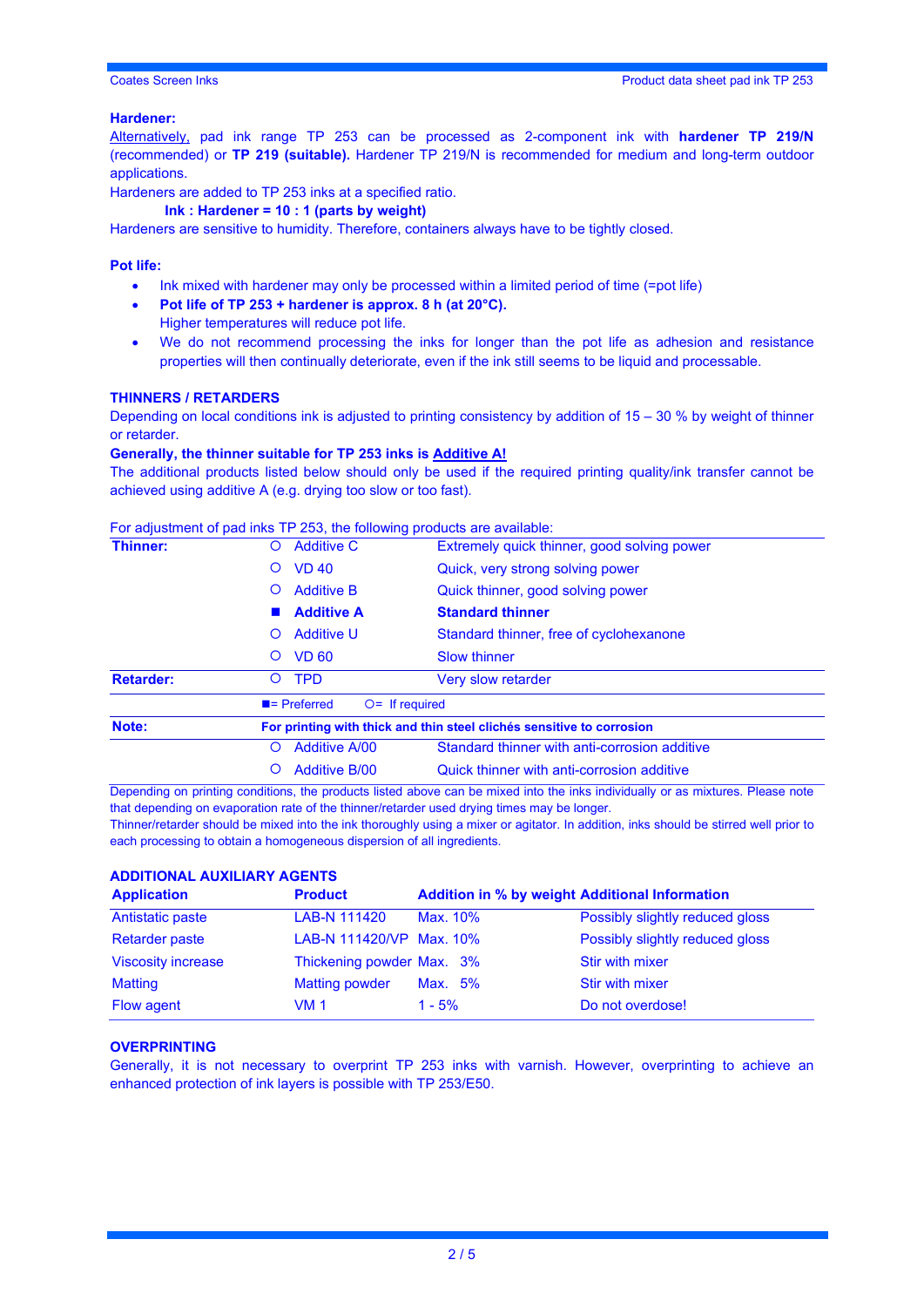**Hardener:**

Alternatively, pad ink range TP 253 can be processed as 2-component ink with **hardener TP 219/N** (recommended) or **TP 219 (suitable).** Hardener TP 219/N is recommended for medium and long-term outdoor applications.

Hardeners are added to TP 253 inks at a specified ratio.

**Ink : Hardener = 10 : 1 (parts by weight)**

Hardeners are sensitive to humidity. Therefore, containers always have to be tightly closed.

**Pot life:**

- Ink mixed with hardener may only be processed within a limited period of time (=pot life)
- **Pot life of TP 253 + hardener is approx. 8 h (at 20°C).**
  Higher temperatures will reduce pot life.
- We do not recommend processing the inks for longer than the pot life as adhesion and resistance properties will then continually deteriorate, even if the ink still seems to be liquid and processable.

## THINNERS / RETARDERS

Depending on local conditions ink is adjusted to printing consistency by addition of 15 – 30 % by weight of thinner or retarder.

**Generally, the thinner suitable for TP 253 inks is Additive A!**

The additional products listed below should only be used if the required printing quality/ink transfer cannot be achieved using additive A (e.g. drying too slow or too fast).

For adjustment of pad inks TP 253, the following products are available:

| | | | |
|---|---|---|---|
| **Thinner:** | O | Additive C | Extremely quick thinner, good solving power |
| | O | VD 40 | Quick, very strong solving power |
| | O | Additive B | Quick thinner, good solving power |
| | ■ | **Additive A** | **Standard thinner** |
| | O | Additive U | Standard thinner, free of cyclohexanone |
| | O | VD 60 | Slow thinner |
| **Retarder:** | O | TPD | Very slow retarder |
| | ■= Preferred | O= If required | |
| **Note:** | **For printing with thick and thin steel clichés sensitive to corrosion** | | |
| | O | Additive A/00 | Standard thinner with anti-corrosion additive |
| | O | Additive B/00 | Quick thinner with anti-corrosion additive |

Depending on printing conditions, the products listed above can be mixed into the inks individually or as mixtures. Please note that depending on evaporation rate of the thinner/retarder used drying times may be longer.

Thinner/retarder should be mixed into the ink thoroughly using a mixer or agitator. In addition, inks should be stirred well prior to each processing to obtain a homogeneous dispersion of all ingredients.

## ADDITIONAL AUXILIARY AGENTS

| Application | Product | Addition in % by weight | Additional Information |
|---|---|---|---|
| Antistatic paste | LAB-N 111420 | Max. 10% | Possibly slightly reduced gloss |
| Retarder paste | LAB-N 111420/VP | Max. 10% | Possibly slightly reduced gloss |
| Viscosity increase | Thickening powder | Max. 3% | Stir with mixer |
| Matting | Matting powder | Max. 5% | Stir with mixer |
| Flow agent | VM 1 | 1 - 5% | Do not overdose! |

## OVERPRINTING

Generally, it is not necessary to overprint TP 253 inks with varnish. However, overprinting to achieve an enhanced protection of ink layers is possible with TP 253/E50.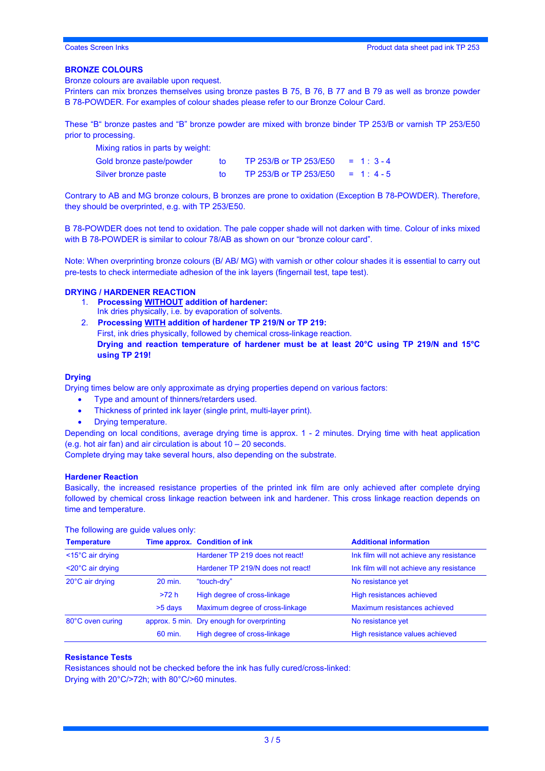## BRONZE COLOURS

Bronze colours are available upon request.
Printers can mix bronzes themselves using bronze pastes B 75, B 76, B 77 and B 79 as well as bronze powder B 78-POWDER. For examples of colour shades please refer to our Bronze Colour Card.

These "B" bronze pastes and "B" bronze powder are mixed with bronze binder TP 253/B or varnish TP 253/E50 prior to processing.

Mixing ratios in parts by weight:

| | | | |
|---|---|---|---|
| Gold bronze paste/powder | to | TP 253/B or TP 253/E50 | = 1 : 3 - 4 |
| Silver bronze paste | to | TP 253/B or TP 253/E50 | = 1 : 4 - 5 |

Contrary to AB and MG bronze colours, B bronzes are prone to oxidation (Exception B 78-POWDER). Therefore, they should be overprinted, e.g. with TP 253/E50.

B 78-POWDER does not tend to oxidation. The pale copper shade will not darken with time. Colour of inks mixed with B 78-POWDER is similar to colour 78/AB as shown on our "bronze colour card".

Note: When overprinting bronze colours (B/ AB/ MG) with varnish or other colour shades it is essential to carry out pre-tests to check intermediate adhesion of the ink layers (fingernail test, tape test).

## DRYING / HARDENER REACTION

1. **Processing WITHOUT addition of hardener:**
   Ink dries physically, i.e. by evaporation of solvents.
2. **Processing WITH addition of hardener TP 219/N or TP 219:**
   First, ink dries physically, followed by chemical cross-linkage reaction.
   **Drying and reaction temperature of hardener must be at least 20°C using TP 219/N and 15°C using TP 219!**

### Drying

Drying times below are only approximate as drying properties depend on various factors:

- Type and amount of thinners/retarders used.
- Thickness of printed ink layer (single print, multi-layer print).
- Drying temperature.

Depending on local conditions, average drying time is approx. 1 - 2 minutes. Drying time with heat application (e.g. hot air fan) and air circulation is about 10 – 20 seconds.
Complete drying may take several hours, also depending on the substrate.

### Hardener Reaction

Basically, the increased resistance properties of the printed ink film are only achieved after complete drying followed by chemical cross linkage reaction between ink and hardener. This cross linkage reaction depends on time and temperature.

The following are guide values only:

| Temperature | Time approx. | Condition of ink | Additional information |
|---|---|---|---|
| <15°C air drying | | Hardener TP 219 does not react! | Ink film will not achieve any resistance |
| <20°C air drying | | Hardener TP 219/N does not react! | Ink film will not achieve any resistance |
| 20°C air drying | 20 min. | "touch-dry" | No resistance yet |
| | >72 h | High degree of cross-linkage | High resistances achieved |
| | >5 days | Maximum degree of cross-linkage | Maximum resistances achieved |
| 80°C oven curing | approx. 5 min. | Dry enough for overprinting | No resistance yet |
| | 60 min. | High degree of cross-linkage | High resistance values achieved |

### Resistance Tests

Resistances should not be checked before the ink has fully cured/cross-linked:
Drying with 20°C/>72h; with 80°C/>60 minutes.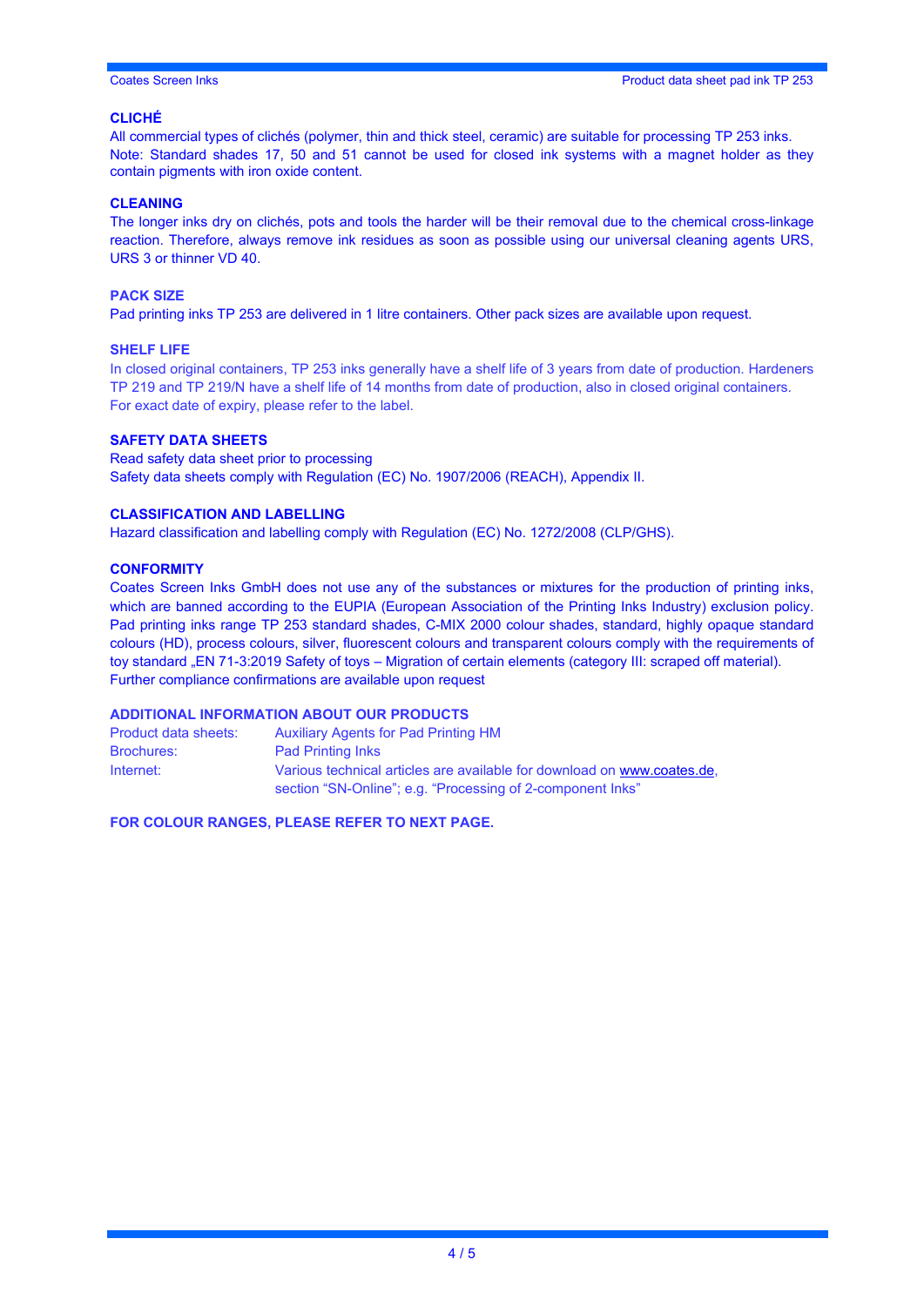## CLICHÉ

All commercial types of clichés (polymer, thin and thick steel, ceramic) are suitable for processing TP 253 inks. Note: Standard shades 17, 50 and 51 cannot be used for closed ink systems with a magnet holder as they contain pigments with iron oxide content.

## CLEANING

The longer inks dry on clichés, pots and tools the harder will be their removal due to the chemical cross-linkage reaction. Therefore, always remove ink residues as soon as possible using our universal cleaning agents URS, URS 3 or thinner VD 40.

## PACK SIZE

Pad printing inks TP 253 are delivered in 1 litre containers. Other pack sizes are available upon request.

## SHELF LIFE

In closed original containers, TP 253 inks generally have a shelf life of 3 years from date of production. Hardeners TP 219 and TP 219/N have a shelf life of 14 months from date of production, also in closed original containers. For exact date of expiry, please refer to the label.

## SAFETY DATA SHEETS

Read safety data sheet prior to processing
Safety data sheets comply with Regulation (EC) No. 1907/2006 (REACH), Appendix II.

## CLASSIFICATION AND LABELLING

Hazard classification and labelling comply with Regulation (EC) No. 1272/2008 (CLP/GHS).

## CONFORMITY

Coates Screen Inks GmbH does not use any of the substances or mixtures for the production of printing inks, which are banned according to the EUPIA (European Association of the Printing Inks Industry) exclusion policy. Pad printing inks range TP 253 standard shades, C-MIX 2000 colour shades, standard, highly opaque standard colours (HD), process colours, silver, fluorescent colours and transparent colours comply with the requirements of toy standard „EN 71-3:2019 Safety of toys – Migration of certain elements (category III: scraped off material).
Further compliance confirmations are available upon request

## ADDITIONAL INFORMATION ABOUT OUR PRODUCTS

| | |
|---|---|
| Product data sheets: | Auxiliary Agents for Pad Printing HM |
| Brochures: | Pad Printing Inks |
| Internet: | Various technical articles are available for download on www.coates.de, section "SN-Online"; e.g. "Processing of 2-component Inks" |

**FOR COLOUR RANGES, PLEASE REFER TO NEXT PAGE.**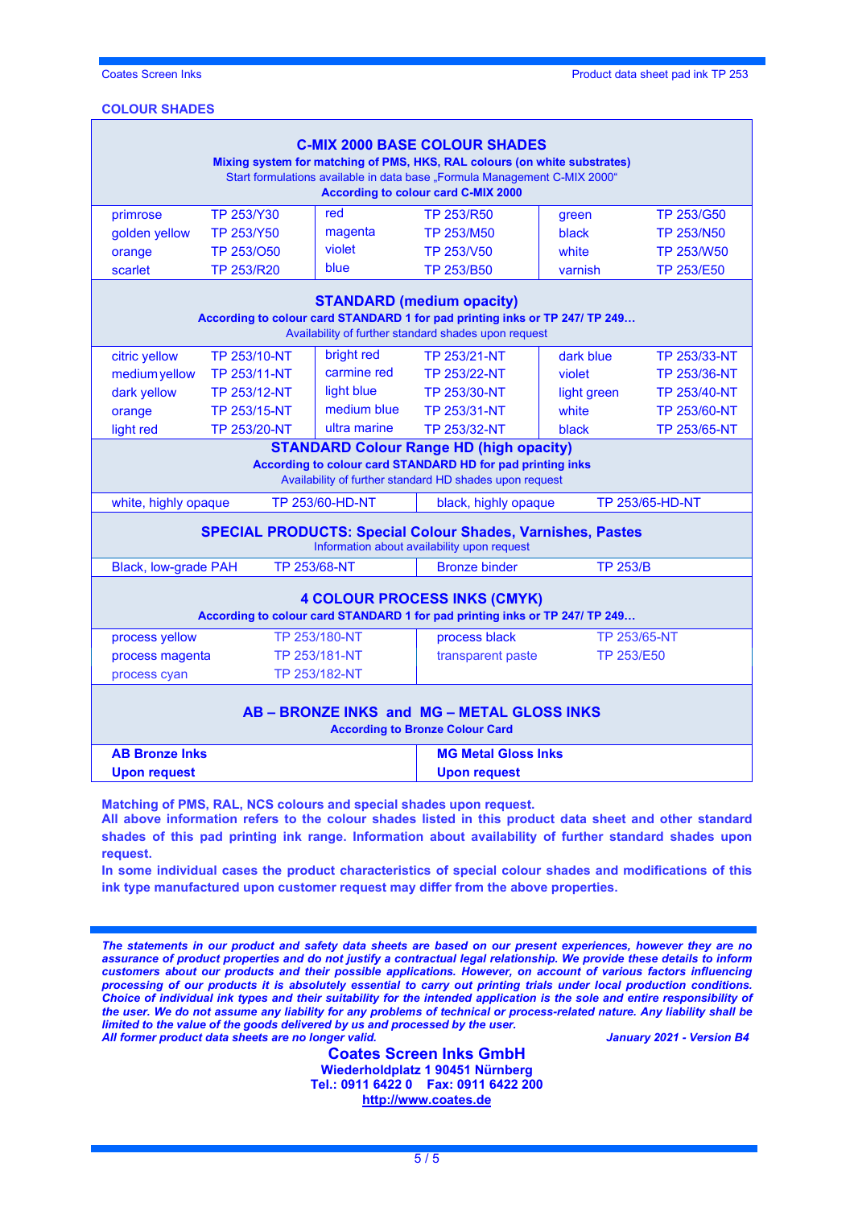## COLOUR SHADES

### C-MIX 2000 BASE COLOUR SHADES

**Mixing system for matching of PMS, HKS, RAL colours (on white substrates)**
Start formulations available in data base „Formula Management C-MIX 2000"
**According to colour card C-MIX 2000**

| | | | | | |
|---|---|---|---|---|---|
| primrose | TP 253/Y30 | red | TP 253/R50 | green | TP 253/G50 |
| golden yellow | TP 253/Y50 | magenta | TP 253/M50 | black | TP 253/N50 |
| orange | TP 253/O50 | violet | TP 253/V50 | white | TP 253/W50 |
| scarlet | TP 253/R20 | blue | TP 253/B50 | varnish | TP 253/E50 |

### STANDARD (medium opacity)

**According to colour card STANDARD 1 for pad printing inks or TP 247/ TP 249…**
Availability of further standard shades upon request

| | | | | | |
|---|---|---|---|---|---|
| citric yellow | TP 253/10-NT | bright red | TP 253/21-NT | dark blue | TP 253/33-NT |
| medium yellow | TP 253/11-NT | carmine red | TP 253/22-NT | violet | TP 253/36-NT |
| dark yellow | TP 253/12-NT | light blue | TP 253/30-NT | light green | TP 253/40-NT |
| orange | TP 253/15-NT | medium blue | TP 253/31-NT | white | TP 253/60-NT |
| light red | TP 253/20-NT | ultra marine | TP 253/32-NT | black | TP 253/65-NT |

### STANDARD Colour Range HD (high opacity)

**According to colour card STANDARD HD for pad printing inks**
Availability of further standard HD shades upon request

| | | | |
|---|---|---|---|
| white, highly opaque | TP 253/60-HD-NT | black, highly opaque | TP 253/65-HD-NT |

### SPECIAL PRODUCTS: Special Colour Shades, Varnishes, Pastes

Information about availability upon request

| | | | |
|---|---|---|---|
| Black, low-grade PAH | TP 253/68-NT | Bronze binder | TP 253/B |

### 4 COLOUR PROCESS INKS (CMYK)

**According to colour card STANDARD 1 for pad printing inks or TP 247/ TP 249…**

| | | | |
|---|---|---|---|
| process yellow | TP 253/180-NT | process black | TP 253/65-NT |
| process magenta | TP 253/181-NT | transparent paste | TP 253/E50 |
| process cyan | TP 253/182-NT | | |

### AB – BRONZE INKS and MG – METAL GLOSS INKS

**According to Bronze Colour Card**

| | |
|---|---|
| **AB Bronze Inks** | **MG Metal Gloss Inks** |
| **Upon request** | **Upon request** |

**Matching of PMS, RAL, NCS colours and special shades upon request.**
**All above information refers to the colour shades listed in this product data sheet and other standard shades of this pad printing ink range. Information about availability of further standard shades upon request.**
**In some individual cases the product characteristics of special colour shades and modifications of this ink type manufactured upon customer request may differ from the above properties.**

***The statements in our product and safety data sheets are based on our present experiences, however they are no assurance of product properties and do not justify a contractual legal relationship. We provide these details to inform customers about our products and their possible applications. However, on account of various factors influencing processing of our products it is absolutely essential to carry out printing trials under local production conditions. Choice of individual ink types and their suitability for the intended application is the sole and entire responsibility of the user. We do not assume any liability for any problems of technical or process-related nature. Any liability shall be limited to the value of the goods delivered by us and processed by the user.***
***All former product data sheets are no longer valid.*** ***January 2021 - Version B4***

**Coates Screen Inks GmbH**
**Wiederholdplatz 1 90451 Nürnberg**
**Tel.: 0911 6422 0 Fax: 0911 6422 200**
**http://www.coates.de**